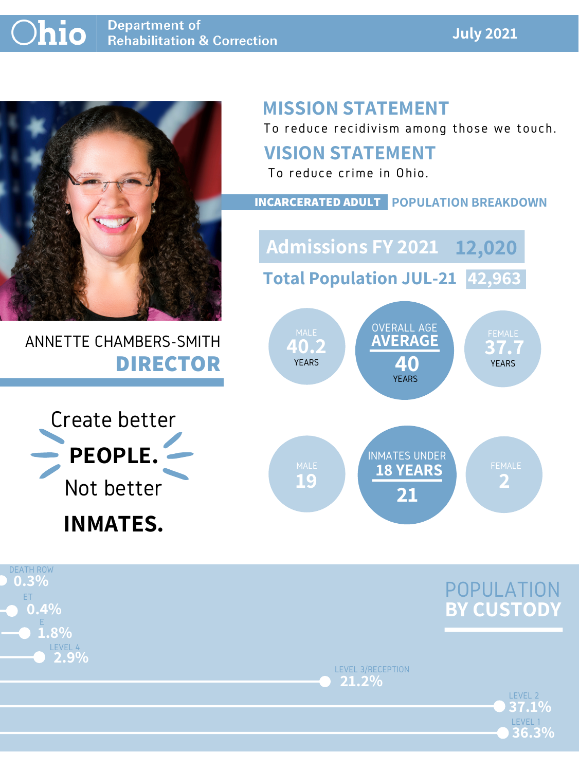# Ohio Department of Rehabilitation & Correction

**July 2021**

ANNETTE CHAMBERS-SMITH
**DIRECTOR**

## MISSION STATEMENT

To reduce recidivism among those we touch.

## VISION STATEMENT

To reduce crime in Ohio.

Create better **PEOPLE.** Not better **INMATES.**

## INCARCERATED ADULT POPULATION BREAKDOWN

**Admissions FY 2021** 12,020

**Total Population JUL-21** 42,963

| Male | Overall Age Average | Female |
|---|---|---|
| 40.2 years | 40 years | 37.7 years |

| Male | Inmates Under 18 Years | Female |
|---|---|---|
| 19 | 21 | 2 |

## POPULATION BY CUSTODY

| Custody | Percent |
|---|---|
| Death Row | 0.3% |
| ET | 0.4% |
| E | 1.8% |
| Level 4 | 2.9% |
| Level 3/Reception | 21.2% |
| Level 2 | 37.1% |
| Level 1 | 36.3% |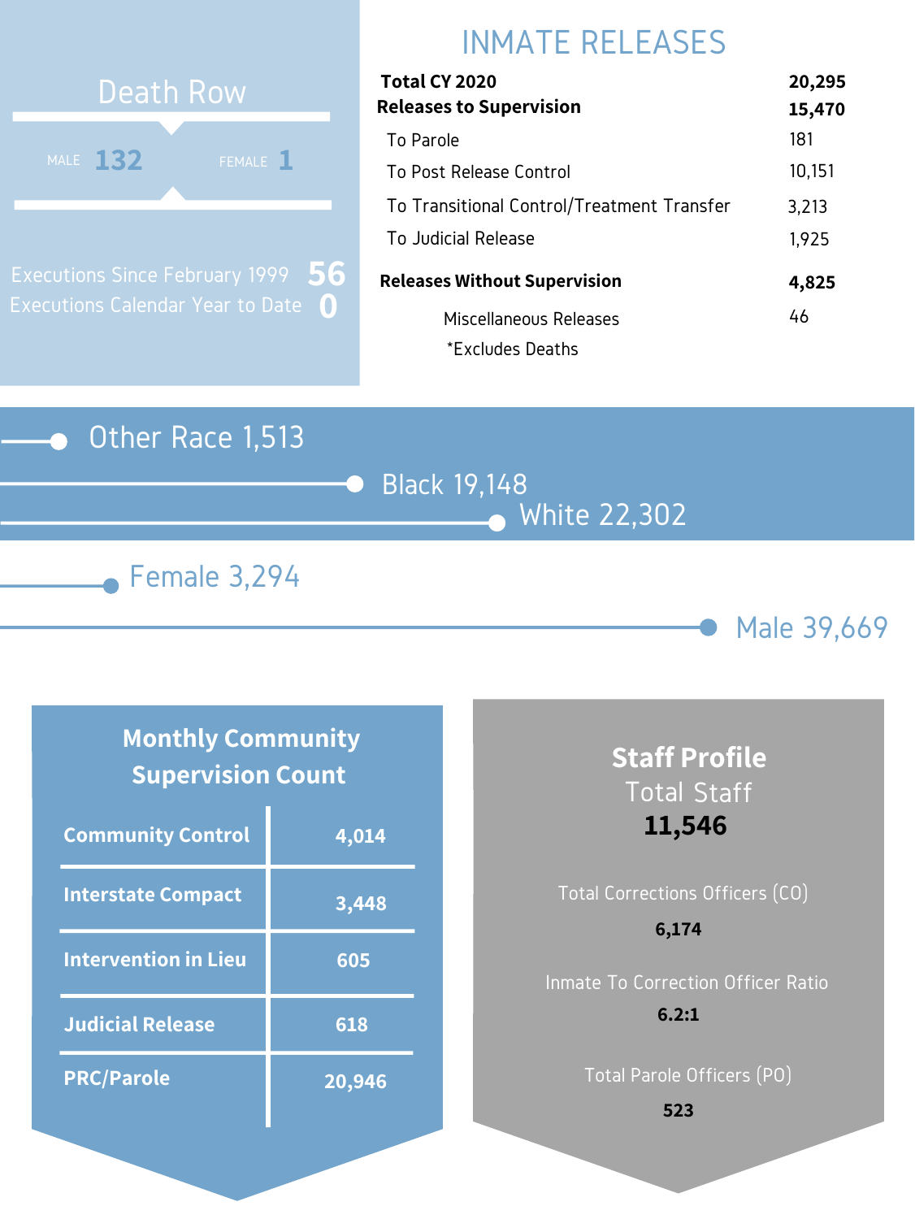## Death Row

MALE **132** FEMALE **1**

Executions Since February 1999 **56**

Executions Calendar Year to Date **0**

## INMATE RELEASES

| | |
|---|---|
| **Total CY 2020** | **20,295** |
| **Releases to Supervision** | **15,470** |
| To Parole | 181 |
| To Post Release Control | 10,151 |
| To Transitional Control/Treatment Transfer | 3,213 |
| To Judicial Release | 1,925 |
| **Releases Without Supervision** | **4,825** |
| Miscellaneous Releases | 46 |

*Excludes Deaths

Other Race 1,513

Black 19,148

White 22,302

Female 3,294

Male 39,669

## Monthly Community Supervision Count

| | |
|---|---|
| **Community Control** | **4,014** |
| **Interstate Compact** | **3,448** |
| **Intervention in Lieu** | **605** |
| **Judicial Release** | **618** |
| **PRC/Parole** | **20,946** |

## Staff Profile

Total Staff

**11,546**

Total Corrections Officers (CO)

**6,174**

Inmate To Correction Officer Ratio

**6.2:1**

Total Parole Officers (PO)

**523**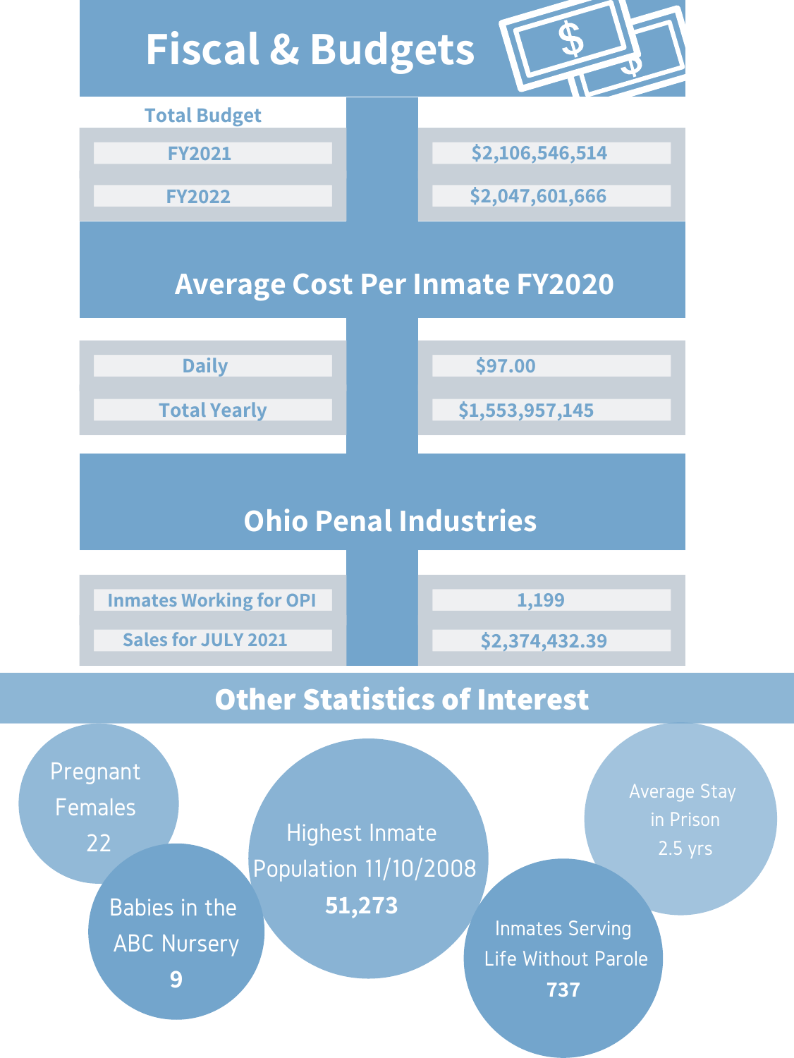# Fiscal & Budgets

## Total Budget

| | |
|---|---|
| FY2021 | $2,106,546,514 |
| FY2022 | $2,047,601,666 |

## Average Cost Per Inmate FY2020

| | |
|---|---|
| Daily | $97.00 |
| Total Yearly | $1,553,957,145 |

## Ohio Penal Industries

| | |
|---|---|
| Inmates Working for OPI | 1,199 |
| Sales for JULY 2021 | $2,374,432.39 |

## Other Statistics of Interest

Pregnant Females 22

Babies in the ABC Nursery **9**

Highest Inmate Population 11/10/2008 **51,273**

Inmates Serving Life Without Parole **737**

Average Stay in Prison 2.5 yrs